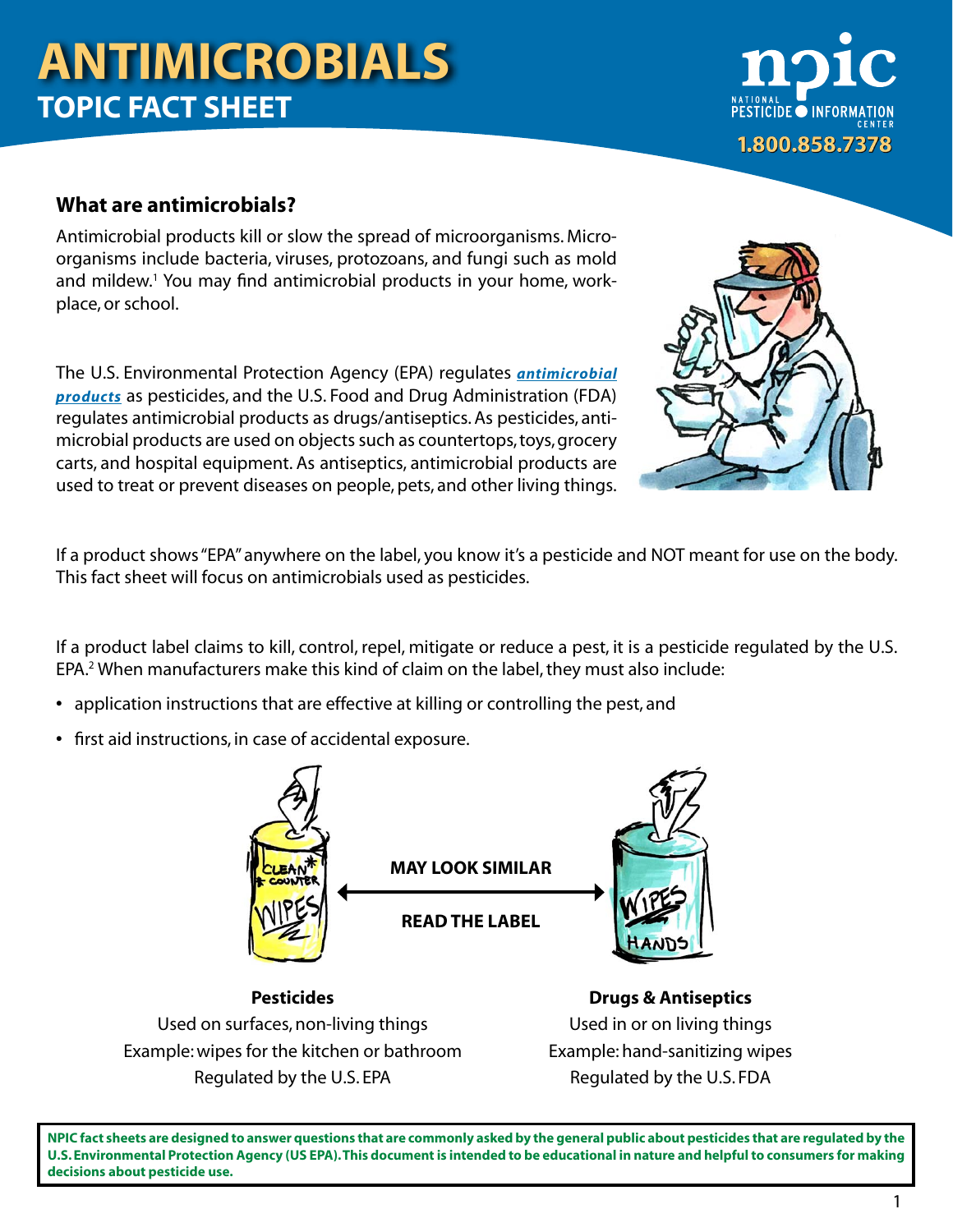# ANTIMICROBIALS
## TOPIC FACT SHEET

### What are antimicrobials?

Antimicrobial products kill or slow the spread of microorganisms. Microorganisms include bacteria, viruses, protozoans, and fungi such as mold and mildew.[1] You may find antimicrobial products in your home, workplace, or school.

The U.S. Environmental Protection Agency (EPA) regulates ***antimicrobial products*** as pesticides, and the U.S. Food and Drug Administration (FDA) regulates antimicrobial products as drugs/antiseptics. As pesticides, antimicrobial products are used on objects such as countertops, toys, grocery carts, and hospital equipment. As antiseptics, antimicrobial products are used to treat or prevent diseases on people, pets, and other living things.

If a product shows "EPA" anywhere on the label, you know it's a pesticide and NOT meant for use on the body. This fact sheet will focus on antimicrobials used as pesticides.

If a product label claims to kill, control, repel, mitigate or reduce a pest, it is a pesticide regulated by the U.S. EPA.[2] When manufacturers make this kind of claim on the label, they must also include:

- application instructions that are effective at killing or controlling the pest, and
- first aid instructions, in case of accidental exposure.

**MAY LOOK SIMILAR**

**READ THE LABEL**

| **Pesticides** | **Drugs & Antiseptics** |
| --- | --- |
| Used on surfaces, non-living things | Used in or on living things |
| Example: wipes for the kitchen or bathroom | Example: hand-sanitizing wipes |
| Regulated by the U.S. EPA | Regulated by the U.S. FDA |

**NPIC fact sheets are designed to answer questions that are commonly asked by the general public about pesticides that are regulated by the U.S. Environmental Protection Agency (US EPA). This document is intended to be educational in nature and helpful to consumers for making decisions about pesticide use.**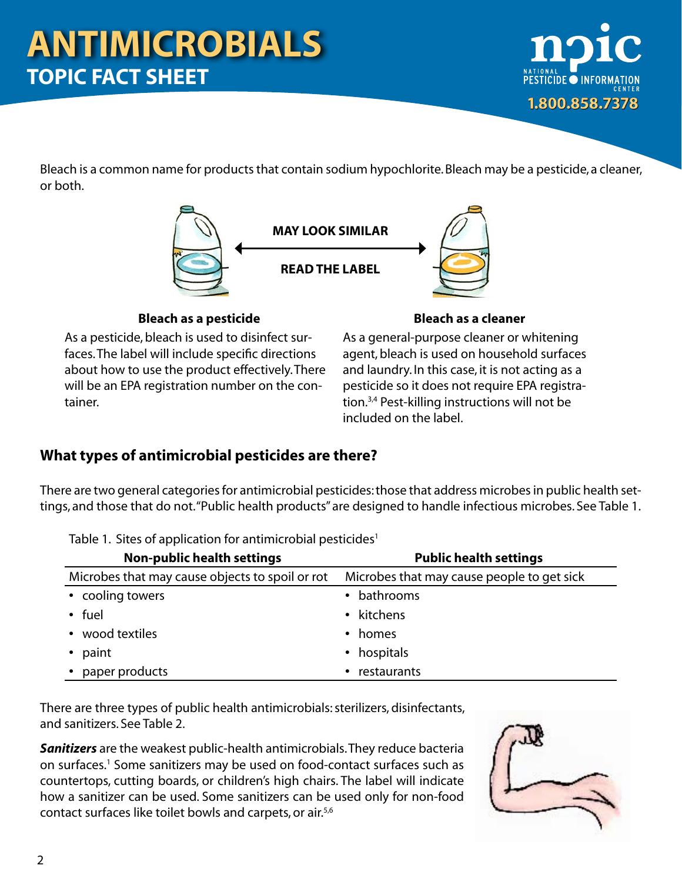Bleach is a common name for products that contain sodium hypochlorite. Bleach may be a pesticide, a cleaner, or both.

**MAY LOOK SIMILAR**

**READ THE LABEL**

**Bleach as a pesticide**

As a pesticide, bleach is used to disinfect surfaces. The label will include specific directions about how to use the product effectively. There will be an EPA registration number on the container.

**Bleach as a cleaner**

As a general-purpose cleaner or whitening agent, bleach is used on household surfaces and laundry. In this case, it is not acting as a pesticide so it does not require EPA registration.[3,4] Pest-killing instructions will not be included on the label.

## What types of antimicrobial pesticides are there?

There are two general categories for antimicrobial pesticides: those that address microbes in public health settings, and those that do not. "Public health products" are designed to handle infectious microbes. See Table 1.

Table 1. Sites of application for antimicrobial pesticides[1]

| Non-public health settings | Public health settings |
|---|---|
| Microbes that may cause objects to spoil or rot | Microbes that may cause people to get sick |
| • cooling towers | • bathrooms |
| • fuel | • kitchens |
| • wood textiles | • homes |
| • paint | • hospitals |
| • paper products | • restaurants |

There are three types of public health antimicrobials: sterilizers, disinfectants, and sanitizers. See Table 2.

***Sanitizers*** are the weakest public-health antimicrobials. They reduce bacteria on surfaces.[1] Some sanitizers may be used on food-contact surfaces such as countertops, cutting boards, or children's high chairs. The label will indicate how a sanitizer can be used. Some sanitizers can be used only for non-food contact surfaces like toilet bowls and carpets, or air.[5,6]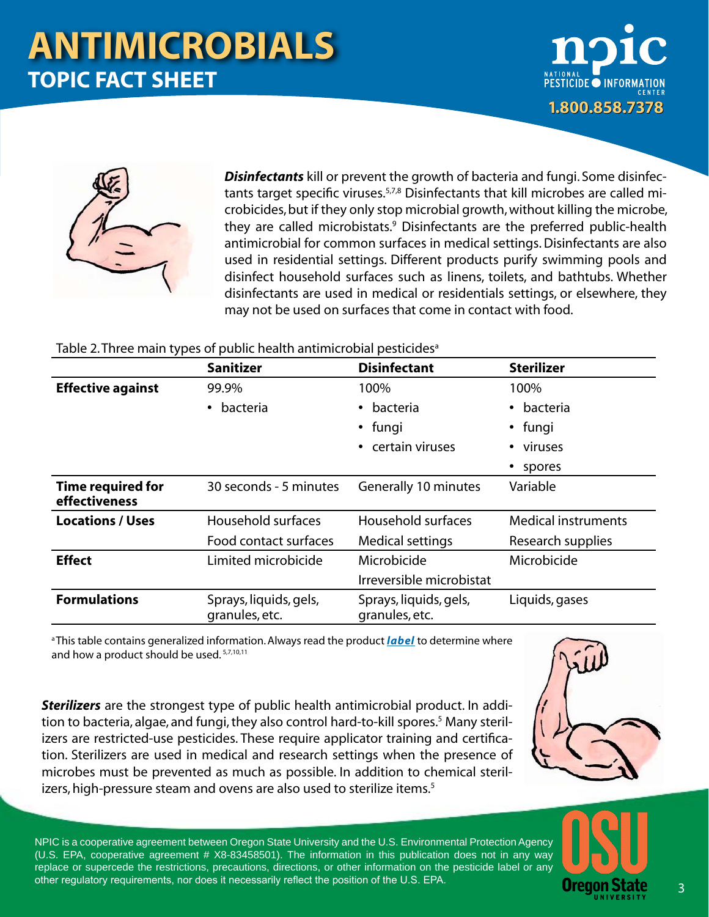***Disinfectants*** kill or prevent the growth of bacteria and fungi. Some disinfectants target specific viruses.[5,7,8] Disinfectants that kill microbes are called microbicides, but if they only stop microbial growth, without killing the microbe, they are called microbistats.[9] Disinfectants are the preferred public-health antimicrobial for common surfaces in medical settings. Disinfectants are also used in residential settings. Different products purify swimming pools and disinfect household surfaces such as linens, toilets, and bathtubs. Whether disinfectants are used in medical or residentials settings, or elsewhere, they may not be used on surfaces that come in contact with food.

Table 2. Three main types of public health antimicrobial pesticides[a]

| | Sanitizer | Disinfectant | Sterilizer |
|---|---|---|---|
| **Effective against** | 99.9%<br>• bacteria | 100%<br>• bacteria<br>• fungi<br>• certain viruses | 100%<br>• bacteria<br>• fungi<br>• viruses<br>• spores |
| **Time required for effectiveness** | 30 seconds - 5 minutes | Generally 10 minutes | Variable |
| **Locations / Uses** | Household surfaces<br>Food contact surfaces | Household surfaces<br>Medical settings | Medical instruments<br>Research supplies |
| **Effect** | Limited microbicide | Microbicide<br>Irreversible microbistat | Microbicide |
| **Formulations** | Sprays, liquids, gels, granules, etc. | Sprays, liquids, gels, granules, etc. | Liquids, gases |

[a] This table contains generalized information. Always read the product ***label*** to determine where and how a product should be used.[5,7,10,11]

***Sterilizers*** are the strongest type of public health antimicrobial product. In addition to bacteria, algae, and fungi, they also control hard-to-kill spores.[5] Many sterilizers are restricted-use pesticides. These require applicator training and certification. Sterilizers are used in medical and research settings when the presence of microbes must be prevented as much as possible. In addition to chemical sterilizers, high-pressure steam and ovens are also used to sterilize items.[5]

NPIC is a cooperative agreement between Oregon State University and the U.S. Environmental Protection Agency (U.S. EPA, cooperative agreement # X8-83458501). The information in this publication does not in any way replace or supercede the restrictions, precautions, directions, or other information on the pesticide label or any other regulatory requirements, nor does it necessarily reflect the position of the U.S. EPA.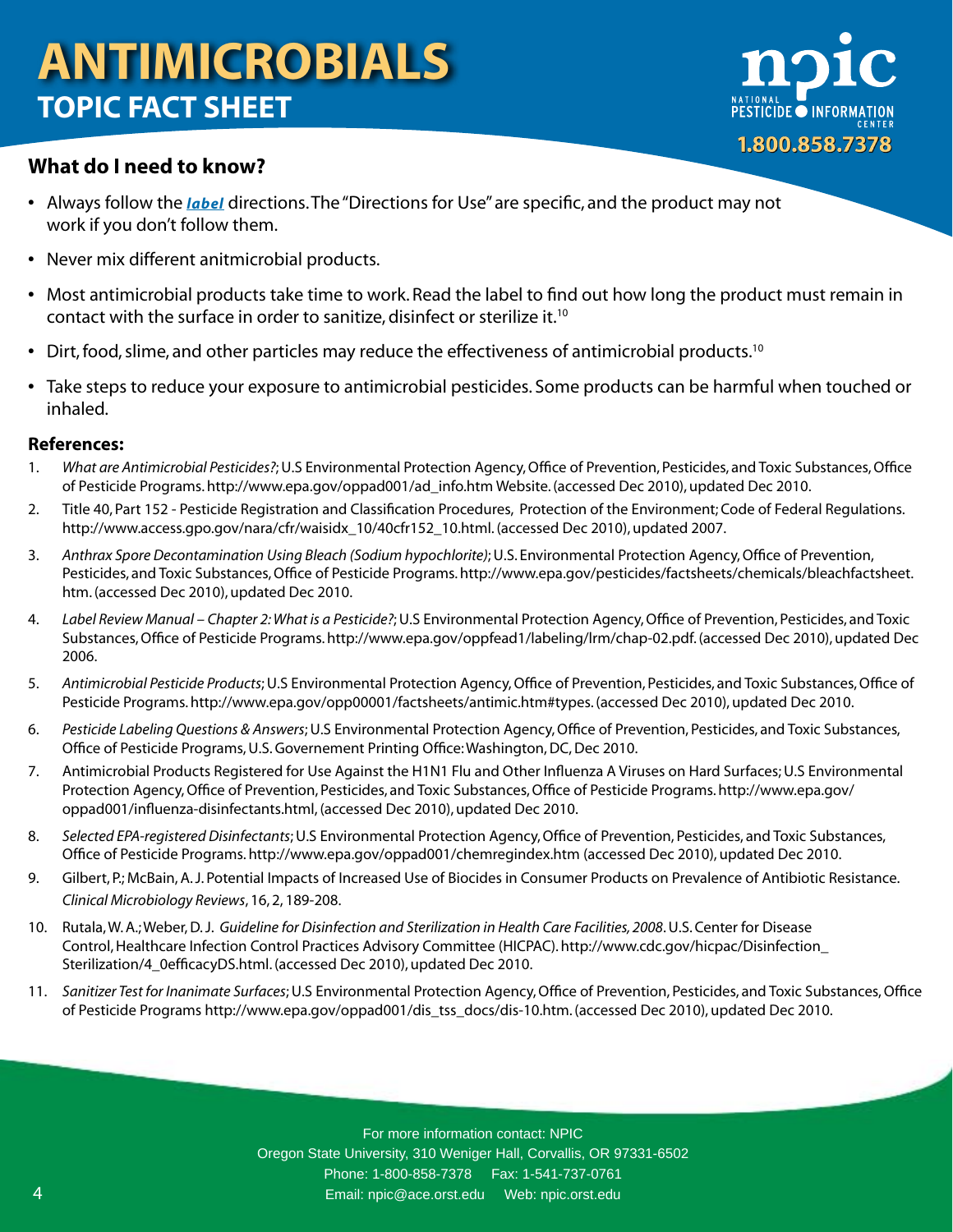# ANTIMICROBIALS

## TOPIC FACT SHEET

NATIONAL PESTICIDE INFORMATION CENTER
1.800.858.7378

### What do I need to know?

- Always follow the ***label*** directions. The "Directions for Use" are specific, and the product may not work if you don't follow them.
- Never mix different anitmicrobial products.
- Most antimicrobial products take time to work. Read the label to find out how long the product must remain in contact with the surface in order to sanitize, disinfect or sterilize it.[10]
- Dirt, food, slime, and other particles may reduce the effectiveness of antimicrobial products.[10]
- Take steps to reduce your exposure to antimicrobial pesticides. Some products can be harmful when touched or inhaled.

### References:

1. *What are Antimicrobial Pesticides?*; U.S Environmental Protection Agency, Office of Prevention, Pesticides, and Toxic Substances, Office of Pesticide Programs. http://www.epa.gov/oppad001/ad_info.htm Website. (accessed Dec 2010), updated Dec 2010.
2. Title 40, Part 152 - Pesticide Registration and Classification Procedures, Protection of the Environment; Code of Federal Regulations. http://www.access.gpo.gov/nara/cfr/waisidx_10/40cfr152_10.html. (accessed Dec 2010), updated 2007.
3. *Anthrax Spore Decontamination Using Bleach (Sodium hypochlorite)*; U.S. Environmental Protection Agency, Office of Prevention, Pesticides, and Toxic Substances, Office of Pesticide Programs. http://www.epa.gov/pesticides/factsheets/chemicals/bleachfactsheet.htm. (accessed Dec 2010), updated Dec 2010.
4. *Label Review Manual – Chapter 2: What is a Pesticide?*; U.S Environmental Protection Agency, Office of Prevention, Pesticides, and Toxic Substances, Office of Pesticide Programs. http://www.epa.gov/oppfead1/labeling/lrm/chap-02.pdf. (accessed Dec 2010), updated Dec 2006.
5. *Antimicrobial Pesticide Products*; U.S Environmental Protection Agency, Office of Prevention, Pesticides, and Toxic Substances, Office of Pesticide Programs. http://www.epa.gov/opp00001/factsheets/antimic.htm#types. (accessed Dec 2010), updated Dec 2010.
6. *Pesticide Labeling Questions & Answers*; U.S Environmental Protection Agency, Office of Prevention, Pesticides, and Toxic Substances, Office of Pesticide Programs, U.S. Governement Printing Office: Washington, DC, Dec 2010.
7. Antimicrobial Products Registered for Use Against the H1N1 Flu and Other Influenza A Viruses on Hard Surfaces; U.S Environmental Protection Agency, Office of Prevention, Pesticides, and Toxic Substances, Office of Pesticide Programs. http://www.epa.gov/oppad001/influenza-disinfectants.html, (accessed Dec 2010), updated Dec 2010.
8. *Selected EPA-registered Disinfectants*; U.S Environmental Protection Agency, Office of Prevention, Pesticides, and Toxic Substances, Office of Pesticide Programs. http://www.epa.gov/oppad001/chemregindex.htm (accessed Dec 2010), updated Dec 2010.
9. Gilbert, P.; McBain, A. J. Potential Impacts of Increased Use of Biocides in Consumer Products on Prevalence of Antibiotic Resistance. *Clinical Microbiology Reviews*, 16, 2, 189-208.
10. Rutala, W. A.; Weber, D. J. *Guideline for Disinfection and Sterilization in Health Care Facilities, 2008*. U.S. Center for Disease Control, Healthcare Infection Control Practices Advisory Committee (HICPAC). http://www.cdc.gov/hicpac/Disinfection_Sterilization/4_0efficacyDS.html. (accessed Dec 2010), updated Dec 2010.
11. *Sanitizer Test for Inanimate Surfaces*; U.S Environmental Protection Agency, Office of Prevention, Pesticides, and Toxic Substances, Office of Pesticide Programs http://www.epa.gov/oppad001/dis_tss_docs/dis-10.htm. (accessed Dec 2010), updated Dec 2010.

For more information contact: NPIC
Oregon State University, 310 Weniger Hall, Corvallis, OR 97331-6502
Phone: 1-800-858-7378 Fax: 1-541-737-0761
Email: npic@ace.orst.edu Web: npic.orst.edu